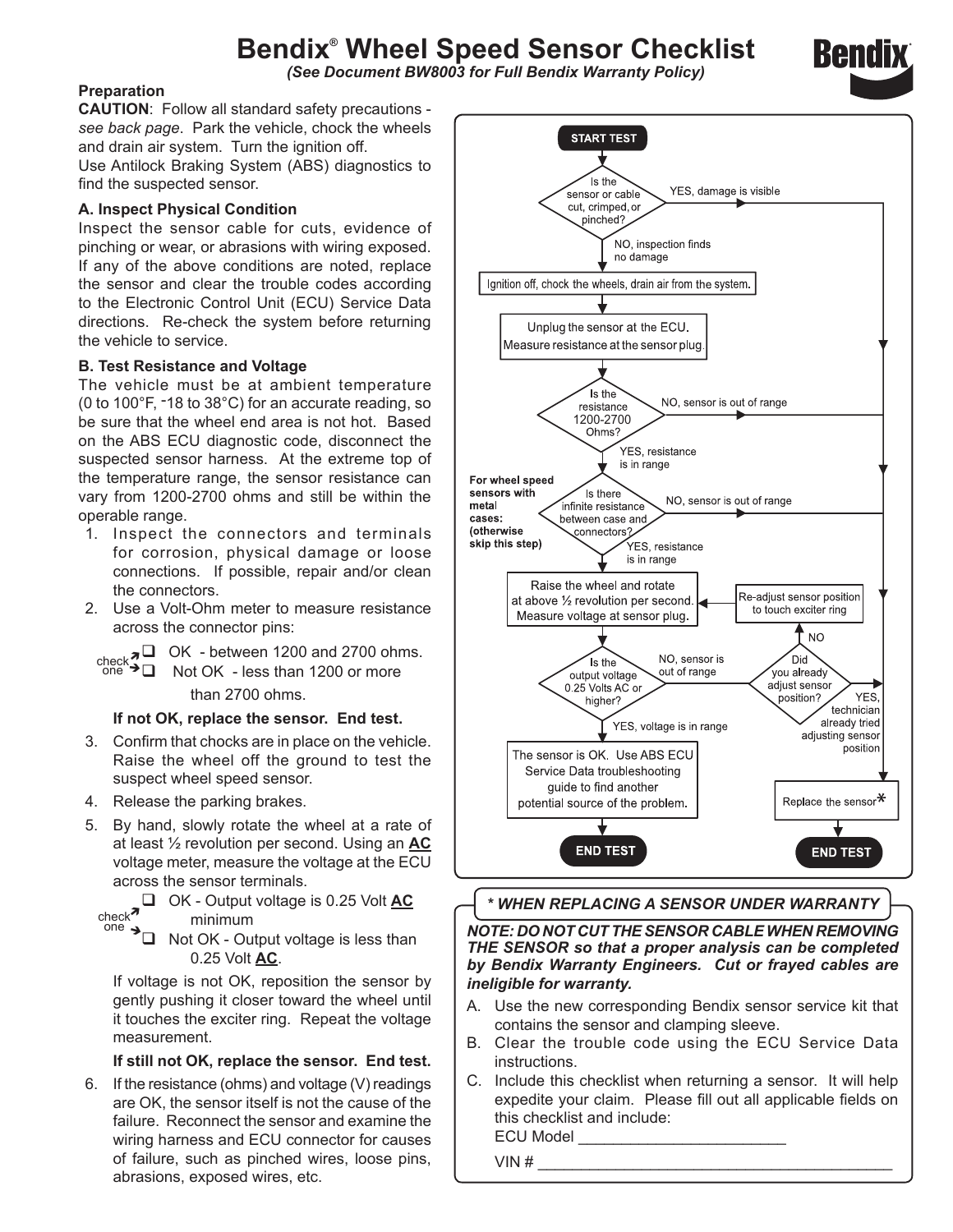# Bendix® Wheel Speed Sensor Checklist

*(See Document BW8003 for Full Bendix Warranty Policy)*

### Preparation

**CAUTION**: Follow all standard safety precautions - *see back page*. Park the vehicle, chock the wheels and drain air system. Turn the ignition off.

Use Antilock Braking System (ABS) diagnostics to find the suspected sensor.

### A. Inspect Physical Condition

Inspect the sensor cable for cuts, evidence of pinching or wear, or abrasions with wiring exposed. If any of the above conditions are noted, replace the sensor and clear the trouble codes according to the Electronic Control Unit (ECU) Service Data directions. Re-check the system before returning the vehicle to service.

### B. Test Resistance and Voltage

The vehicle must be at ambient temperature (0 to 100°F, -18 to 38°C) for an accurate reading, so be sure that the wheel end area is not hot. Based on the ABS ECU diagnostic code, disconnect the suspected sensor harness. At the extreme top of the temperature range, the sensor resistance can vary from 1200-2700 ohms and still be within the operable range.

1. Inspect the connectors and terminals for corrosion, physical damage or loose connections. If possible, repair and/or clean the connectors.
2. Use a Volt-Ohm meter to measure resistance across the connector pins:

   check one:
   - ☐ OK - between 1200 and 2700 ohms.
   - ☐ Not OK - less than 1200 or more than 2700 ohms.

   **If not OK, replace the sensor. End test.**
3. Confirm that chocks are in place on the vehicle. Raise the wheel off the ground to test the suspect wheel speed sensor.
4. Release the parking brakes.
5. By hand, slowly rotate the wheel at a rate of at least ½ revolution per second. Using an **AC** voltage meter, measure the voltage at the ECU across the sensor terminals.

   check one:
   - ☐ OK - Output voltage is 0.25 Volt **AC** minimum
   - ☐ Not OK - Output voltage is less than 0.25 Volt **AC**.

   If voltage is not OK, reposition the sensor by gently pushing it closer toward the wheel until it touches the exciter ring. Repeat the voltage measurement.

   **If still not OK, replace the sensor. End test.**
6. If the resistance (ohms) and voltage (V) readings are OK, the sensor itself is not the cause of the failure. Reconnect the sensor and examine the wiring harness and ECU connector for causes of failure, such as pinched wires, loose pins, abrasions, exposed wires, etc.

---

**START TEST**

- **Is the sensor or cable cut, crimped, or pinched?**
  - YES, damage is visible → Replace the sensor*
  - NO, inspection finds no damage → Ignition off, chock the wheels, drain air from the system.
- Unplug the sensor at the ECU. Measure resistance at the sensor plug.
- **Is the resistance 1200-2700 Ohms?**
  - NO, sensor is out of range → Replace the sensor*
  - YES, resistance is in range ↓
- **Is there infinite resistance between case and connectors?** (For wheel speed sensors with metal cases: (otherwise skip this step))
  - NO, sensor is out of range → Replace the sensor*
  - YES, resistance is in range ↓
- Raise the wheel and rotate at above ½ revolution per second. Measure voltage at sensor plug.
- **Is the output voltage 0.25 Volts AC or higher?**
  - NO, sensor is out of range → **Did you already adjust sensor position?**
    - NO → Re-adjust sensor position to touch exciter ring → (return to raise wheel and measure voltage)
    - YES, technician already tried adjusting sensor position → Replace the sensor* → **END TEST**
  - YES, voltage is in range → The sensor is OK. Use ABS ECU Service Data troubleshooting guide to find another potential source of the problem. → **END TEST**

---

### * WHEN REPLACING A SENSOR UNDER WARRANTY

***NOTE: DO NOT CUT THE SENSOR CABLE WHEN REMOVING THE SENSOR so that a proper analysis can be completed by Bendix Warranty Engineers. Cut or frayed cables are ineligible for warranty.***

A. Use the new corresponding Bendix sensor service kit that contains the sensor and clamping sleeve.

B. Clear the trouble code using the ECU Service Data instructions.

C. Include this checklist when returning a sensor. It will help expedite your claim. Please fill out all applicable fields on this checklist and include:

ECU Model ________________________

VIN # ________________________________________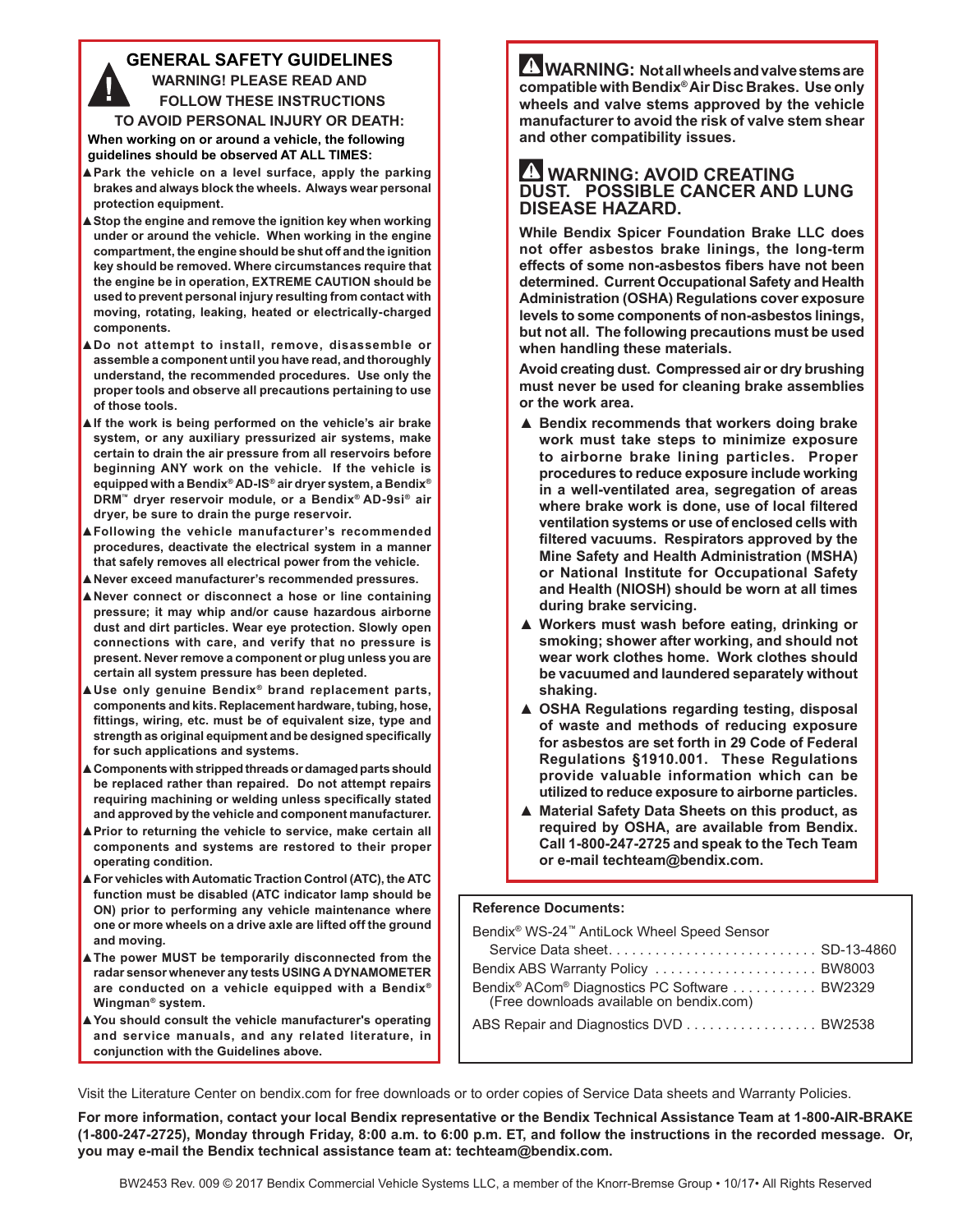## GENERAL SAFETY GUIDELINES

**WARNING! PLEASE READ AND FOLLOW THESE INSTRUCTIONS TO AVOID PERSONAL INJURY OR DEATH:**

**When working on or around a vehicle, the following guidelines should be observed AT ALL TIMES:**

- ▲ **Park the vehicle on a level surface, apply the parking brakes and always block the wheels. Always wear personal protection equipment.**
- ▲ **Stop the engine and remove the ignition key when working under or around the vehicle. When working in the engine compartment, the engine should be shut off and the ignition key should be removed. Where circumstances require that the engine be in operation, EXTREME CAUTION should be used to prevent personal injury resulting from contact with moving, rotating, leaking, heated or electrically-charged components.**
- ▲ **Do not attempt to install, remove, disassemble or assemble a component until you have read, and thoroughly understand, the recommended procedures. Use only the proper tools and observe all precautions pertaining to use of those tools.**
- ▲ **If the work is being performed on the vehicle's air brake system, or any auxiliary pressurized air systems, make certain to drain the air pressure from all reservoirs before beginning ANY work on the vehicle. If the vehicle is equipped with a Bendix® AD-IS® air dryer system, a Bendix® DRM™ dryer reservoir module, or a Bendix® AD-9si® air dryer, be sure to drain the purge reservoir.**
- ▲ **Following the vehicle manufacturer's recommended procedures, deactivate the electrical system in a manner that safely removes all electrical power from the vehicle.**
- ▲ **Never exceed manufacturer's recommended pressures.**
- ▲ **Never connect or disconnect a hose or line containing pressure; it may whip and/or cause hazardous airborne dust and dirt particles. Wear eye protection. Slowly open connections with care, and verify that no pressure is present. Never remove a component or plug unless you are certain all system pressure has been depleted.**
- ▲ **Use only genuine Bendix® brand replacement parts, components and kits. Replacement hardware, tubing, hose, fittings, wiring, etc. must be of equivalent size, type and strength as original equipment and be designed specifically for such applications and systems.**
- ▲ **Components with stripped threads or damaged parts should be replaced rather than repaired. Do not attempt repairs requiring machining or welding unless specifically stated and approved by the vehicle and component manufacturer.**
- ▲ **Prior to returning the vehicle to service, make certain all components and systems are restored to their proper operating condition.**
- ▲ **For vehicles with Automatic Traction Control (ATC), the ATC function must be disabled (ATC indicator lamp should be ON) prior to performing any vehicle maintenance where one or more wheels on a drive axle are lifted off the ground and moving.**
- ▲ **The power MUST be temporarily disconnected from the radar sensor whenever any tests USING A DYNAMOMETER are conducted on a vehicle equipped with a Bendix® Wingman® system.**
- ▲ **You should consult the vehicle manufacturer's operating and service manuals, and any related literature, in conjunction with the Guidelines above.**

**⚠ WARNING: Not all wheels and valve stems are compatible with Bendix® Air Disc Brakes. Use only wheels and valve stems approved by the vehicle manufacturer to avoid the risk of valve stem shear and other compatibility issues.**

### ⚠ WARNING: AVOID CREATING DUST. POSSIBLE CANCER AND LUNG DISEASE HAZARD.

**While Bendix Spicer Foundation Brake LLC does not offer asbestos brake linings, the long-term effects of some non-asbestos fibers have not been determined. Current Occupational Safety and Health Administration (OSHA) Regulations cover exposure levels to some components of non-asbestos linings, but not all. The following precautions must be used when handling these materials.**

**Avoid creating dust. Compressed air or dry brushing must never be used for cleaning brake assemblies or the work area.**

- ▲ **Bendix recommends that workers doing brake work must take steps to minimize exposure to airborne brake lining particles. Proper procedures to reduce exposure include working in a well-ventilated area, segregation of areas where brake work is done, use of local filtered ventilation systems or use of enclosed cells with filtered vacuums. Respirators approved by the Mine Safety and Health Administration (MSHA) or National Institute for Occupational Safety and Health (NIOSH) should be worn at all times during brake servicing.**
- ▲ **Workers must wash before eating, drinking or smoking; shower after working, and should not wear work clothes home. Work clothes should be vacuumed and laundered separately without shaking.**
- ▲ **OSHA Regulations regarding testing, disposal of waste and methods of reducing exposure for asbestos are set forth in 29 Code of Federal Regulations §1910.001. These Regulations provide valuable information which can be utilized to reduce exposure to airborne particles.**
- ▲ **Material Safety Data Sheets on this product, as required by OSHA, are available from Bendix. Call 1-800-247-2725 and speak to the Tech Team or e-mail techteam@bendix.com.**

**Reference Documents:**

Bendix® WS-24™ AntiLock Wheel Speed Sensor Service Data sheet. . . . . . . . . . . . . . . . . . . . . . . . . . SD-13-4860
Bendix ABS Warranty Policy . . . . . . . . . . . . . . . . . . . . BW8003
Bendix® ACom® Diagnostics PC Software . . . . . . . . . . . BW2329
(Free downloads available on bendix.com)
ABS Repair and Diagnostics DVD . . . . . . . . . . . . . . . . BW2538

Visit the Literature Center on bendix.com for free downloads or to order copies of Service Data sheets and Warranty Policies.

**For more information, contact your local Bendix representative or the Bendix Technical Assistance Team at 1-800-AIR-BRAKE (1-800-247-2725), Monday through Friday, 8:00 a.m. to 6:00 p.m. ET, and follow the instructions in the recorded message. Or, you may e-mail the Bendix technical assistance team at: techteam@bendix.com.**

BW2453 Rev. 009 © 2017 Bendix Commercial Vehicle Systems LLC, a member of the Knorr-Bremse Group • 10/17• All Rights Reserved